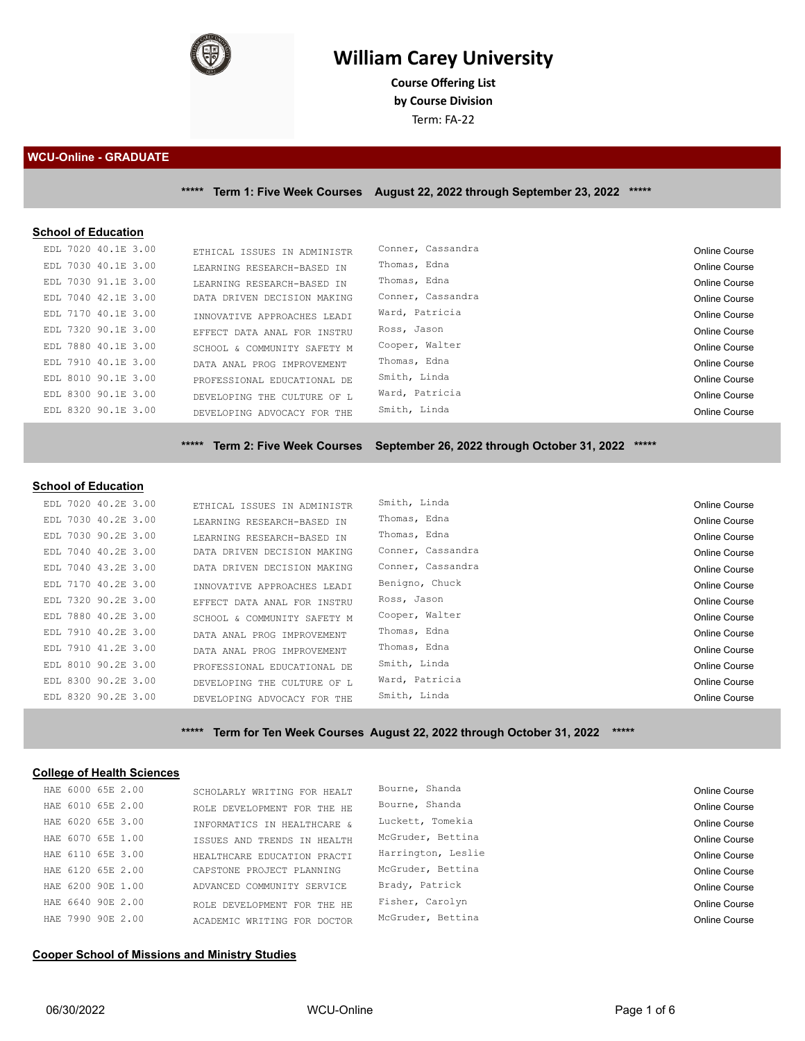# William Carey University

**Course Offering List**
**by Course Division**
Term: FA-22

## WCU-Online - GRADUATE

### ***** Term 1: Five Week Courses August 22, 2022 through September 23, 2022 *****

**School of Education**

| Course | Title | Instructor | Type |
|---|---|---|---|
| EDL 7020 40.1E 3.00 | ETHICAL ISSUES IN ADMINISTR | Conner, Cassandra | Online Course |
| EDL 7030 40.1E 3.00 | LEARNING RESEARCH-BASED IN | Thomas, Edna | Online Course |
| EDL 7030 91.1E 3.00 | LEARNING RESEARCH-BASED IN | Thomas, Edna | Online Course |
| EDL 7040 42.1E 3.00 | DATA DRIVEN DECISION MAKING | Conner, Cassandra | Online Course |
| EDL 7170 40.1E 3.00 | INNOVATIVE APPROACHES LEADI | Ward, Patricia | Online Course |
| EDL 7320 90.1E 3.00 | EFFECT DATA ANAL FOR INSTRU | Ross, Jason | Online Course |
| EDL 7880 40.1E 3.00 | SCHOOL & COMMUNITY SAFETY M | Cooper, Walter | Online Course |
| EDL 7910 40.1E 3.00 | DATA ANAL PROG IMPROVEMENT | Thomas, Edna | Online Course |
| EDL 8010 90.1E 3.00 | PROFESSIONAL EDUCATIONAL DE | Smith, Linda | Online Course |
| EDL 8300 90.1E 3.00 | DEVELOPING THE CULTURE OF L | Ward, Patricia | Online Course |
| EDL 8320 90.1E 3.00 | DEVELOPING ADVOCACY FOR THE | Smith, Linda | Online Course |

### ***** Term 2: Five Week Courses September 26, 2022 through October 31, 2022 *****

**School of Education**

| Course | Title | Instructor | Type |
|---|---|---|---|
| EDL 7020 40.2E 3.00 | ETHICAL ISSUES IN ADMINISTR | Smith, Linda | Online Course |
| EDL 7030 40.2E 3.00 | LEARNING RESEARCH-BASED IN | Thomas, Edna | Online Course |
| EDL 7030 90.2E 3.00 | LEARNING RESEARCH-BASED IN | Thomas, Edna | Online Course |
| EDL 7040 40.2E 3.00 | DATA DRIVEN DECISION MAKING | Conner, Cassandra | Online Course |
| EDL 7040 43.2E 3.00 | DATA DRIVEN DECISION MAKING | Conner, Cassandra | Online Course |
| EDL 7170 40.2E 3.00 | INNOVATIVE APPROACHES LEADI | Benigno, Chuck | Online Course |
| EDL 7320 90.2E 3.00 | EFFECT DATA ANAL FOR INSTRU | Ross, Jason | Online Course |
| EDL 7880 40.2E 3.00 | SCHOOL & COMMUNITY SAFETY M | Cooper, Walter | Online Course |
| EDL 7910 40.2E 3.00 | DATA ANAL PROG IMPROVEMENT | Thomas, Edna | Online Course |
| EDL 7910 41.2E 3.00 | DATA ANAL PROG IMPROVEMENT | Thomas, Edna | Online Course |
| EDL 8010 90.2E 3.00 | PROFESSIONAL EDUCATIONAL DE | Smith, Linda | Online Course |
| EDL 8300 90.2E 3.00 | DEVELOPING THE CULTURE OF L | Ward, Patricia | Online Course |
| EDL 8320 90.2E 3.00 | DEVELOPING ADVOCACY FOR THE | Smith, Linda | Online Course |

### ***** Term for Ten Week Courses August 22, 2022 through October 31, 2022 *****

**College of Health Sciences**

| Course | Title | Instructor | Type |
|---|---|---|---|
| HAE 6000 65E 2.00 | SCHOLARLY WRITING FOR HEALT | Bourne, Shanda | Online Course |
| HAE 6010 65E 2.00 | ROLE DEVELOPMENT FOR THE HE | Bourne, Shanda | Online Course |
| HAE 6020 65E 3.00 | INFORMATICS IN HEALTHCARE & | Luckett, Tomekia | Online Course |
| HAE 6070 65E 1.00 | ISSUES AND TRENDS IN HEALTH | McGruder, Bettina | Online Course |
| HAE 6110 65E 3.00 | HEALTHCARE EDUCATION PRACTI | Harrington, Leslie | Online Course |
| HAE 6120 65E 2.00 | CAPSTONE PROJECT PLANNING | McGruder, Bettina | Online Course |
| HAE 6200 90E 1.00 | ADVANCED COMMUNITY SERVICE | Brady, Patrick | Online Course |
| HAE 6640 90E 2.00 | ROLE DEVELOPMENT FOR THE HE | Fisher, Carolyn | Online Course |
| HAE 7990 90E 2.00 | ACADEMIC WRITING FOR DOCTOR | McGruder, Bettina | Online Course |

**Cooper School of Missions and Ministry Studies**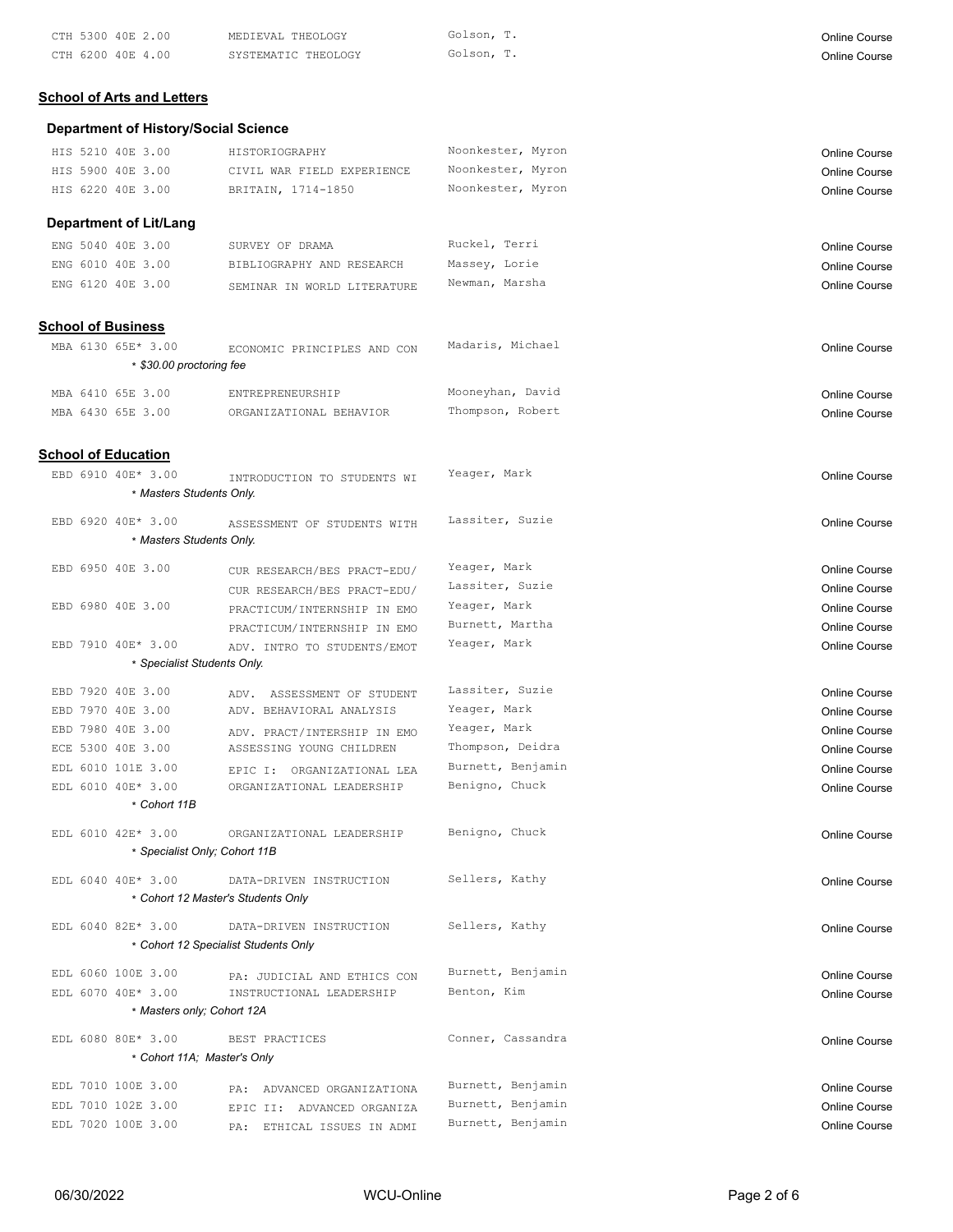| Course | Title | Instructor | Format |
|---|---|---|---|
| CTH 5300 40E 2.00 | MEDIEVAL THEOLOGY | Golson, T. | Online Course |
| CTH 6200 40E 4.00 | SYSTEMATIC THEOLOGY | Golson, T. | Online Course |

## School of Arts and Letters

### Department of History/Social Science

| Course | Title | Instructor | Format |
|---|---|---|---|
| HIS 5210 40E 3.00 | HISTORIOGRAPHY | Noonkester, Myron | Online Course |
| HIS 5900 40E 3.00 | CIVIL WAR FIELD EXPERIENCE | Noonkester, Myron | Online Course |
| HIS 6220 40E 3.00 | BRITAIN, 1714-1850 | Noonkester, Myron | Online Course |

### Department of Lit/Lang

| Course | Title | Instructor | Format |
|---|---|---|---|
| ENG 5040 40E 3.00 | SURVEY OF DRAMA | Ruckel, Terri | Online Course |
| ENG 6010 40E 3.00 | BIBLIOGRAPHY AND RESEARCH | Massey, Lorie | Online Course |
| ENG 6120 40E 3.00 | SEMINAR IN WORLD LITERATURE | Newman, Marsha | Online Course |

## School of Business

| Course | Title | Instructor | Format |
|---|---|---|---|
| MBA 6130 65E* 3.00 | ECONOMIC PRINCIPLES AND CON | Madaris, Michael | Online Course |
| * *$30.00 proctoring fee* | | | |
| MBA 6410 65E 3.00 | ENTREPRENEURSHIP | Mooneyhan, David | Online Course |
| MBA 6430 65E 3.00 | ORGANIZATIONAL BEHAVIOR | Thompson, Robert | Online Course |

## School of Education

| Course | Title | Instructor | Format |
|---|---|---|---|
| EBD 6910 40E* 3.00 | INTRODUCTION TO STUDENTS WI | Yeager, Mark | Online Course |
| * *Masters Students Only.* | | | |
| EBD 6920 40E* 3.00 | ASSESSMENT OF STUDENTS WITH | Lassiter, Suzie | Online Course |
| * *Masters Students Only.* | | | |
| EBD 6950 40E 3.00 | CUR RESEARCH/BES PRACT-EDU/ | Yeager, Mark | Online Course |
| | CUR RESEARCH/BES PRACT-EDU/ | Lassiter, Suzie | Online Course |
| EBD 6980 40E 3.00 | PRACTICUM/INTERNSHIP IN EMO | Yeager, Mark | Online Course |
| | PRACTICUM/INTERNSHIP IN EMO | Burnett, Martha | Online Course |
| EBD 7910 40E* 3.00 | ADV. INTRO TO STUDENTS/EMOT | Yeager, Mark | Online Course |
| * *Specialist Students Only.* | | | |
| EBD 7920 40E 3.00 | ADV. ASSESSMENT OF STUDENT | Lassiter, Suzie | Online Course |
| EBD 7970 40E 3.00 | ADV. BEHAVIORAL ANALYSIS | Yeager, Mark | Online Course |
| EBD 7980 40E 3.00 | ADV. PRACT/INTERSHIP IN EMO | Yeager, Mark | Online Course |
| ECE 5300 40E 3.00 | ASSESSING YOUNG CHILDREN | Thompson, Deidra | Online Course |
| EDL 6010 101E 3.00 | EPIC I: ORGANIZATIONAL LEA | Burnett, Benjamin | Online Course |
| EDL 6010 40E* 3.00 | ORGANIZATIONAL LEADERSHIP | Benigno, Chuck | Online Course |
| * *Cohort 11B* | | | |
| EDL 6010 42E* 3.00 | ORGANIZATIONAL LEADERSHIP | Benigno, Chuck | Online Course |
| * *Specialist Only; Cohort 11B* | | | |
| EDL 6040 40E* 3.00 | DATA-DRIVEN INSTRUCTION | Sellers, Kathy | Online Course |
| * *Cohort 12 Master's Students Only* | | | |
| EDL 6040 82E* 3.00 | DATA-DRIVEN INSTRUCTION | Sellers, Kathy | Online Course |
| * *Cohort 12 Specialist Students Only* | | | |
| EDL 6060 100E 3.00 | PA: JUDICIAL AND ETHICS CON | Burnett, Benjamin | Online Course |
| EDL 6070 40E* 3.00 | INSTRUCTIONAL LEADERSHIP | Benton, Kim | Online Course |
| * *Masters only; Cohort 12A* | | | |
| EDL 6080 80E* 3.00 | BEST PRACTICES | Conner, Cassandra | Online Course |
| * *Cohort 11A; Master's Only* | | | |
| EDL 7010 100E 3.00 | PA: ADVANCED ORGANIZATIONA | Burnett, Benjamin | Online Course |
| EDL 7010 102E 3.00 | EPIC II: ADVANCED ORGANIZA | Burnett, Benjamin | Online Course |
| EDL 7020 100E 3.00 | PA: ETHICAL ISSUES IN ADMI | Burnett, Benjamin | Online Course |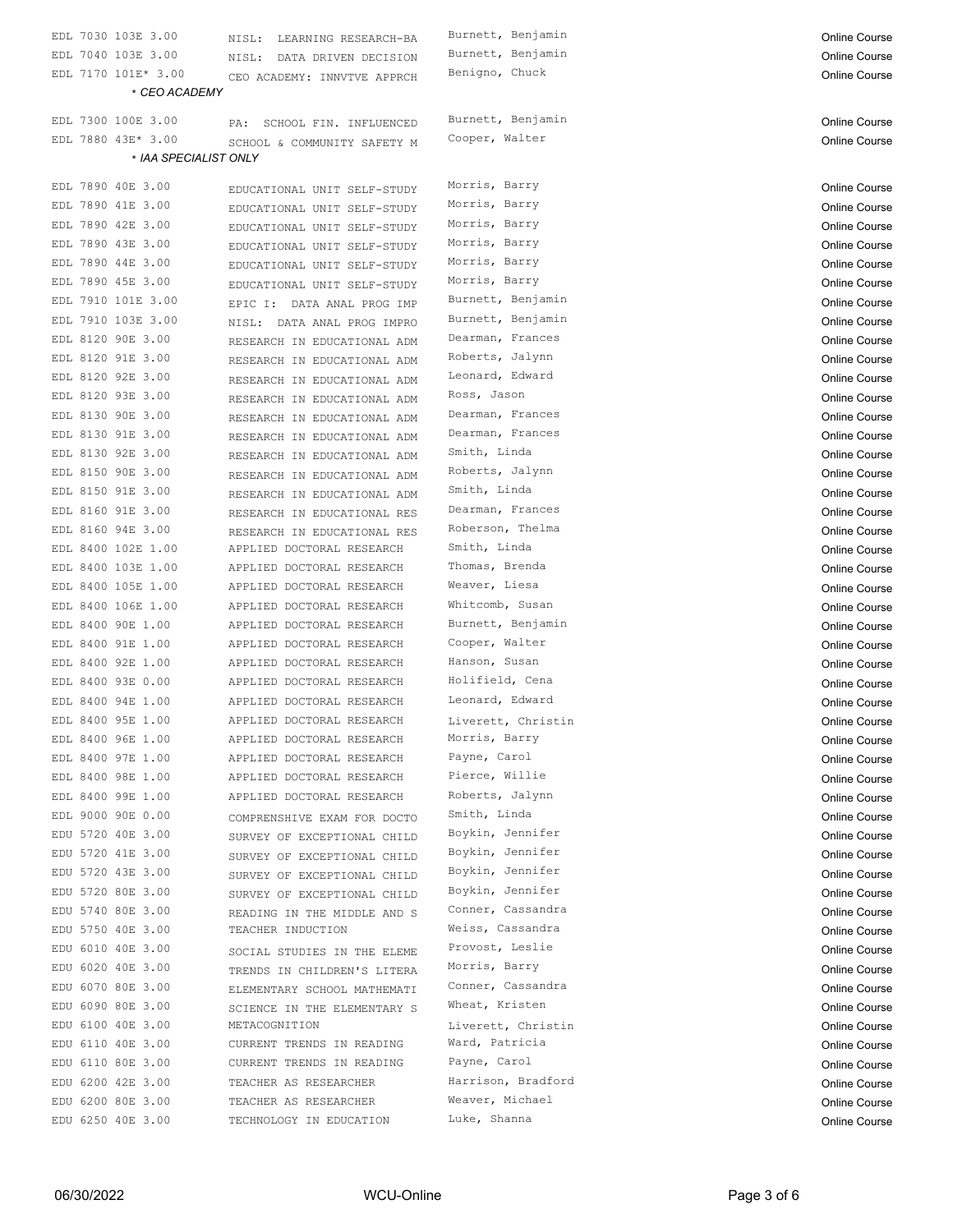| Course | Title | Instructor | Format |
|---|---|---|---|
| EDL 7030 103E 3.00 | NISL: LEARNING RESEARCH-BA | Burnett, Benjamin | Online Course |
| EDL 7040 103E 3.00 | NISL: DATA DRIVEN DECISION | Burnett, Benjamin | Online Course |
| EDL 7170 101E* 3.00 | CEO ACADEMY: INNVTVE APPRCH | Benigno, Chuck | Online Course |
| *\* CEO ACADEMY* | | | |
| EDL 7300 100E 3.00 | PA: SCHOOL FIN. INFLUENCED | Burnett, Benjamin | Online Course |
| EDL 7880 43E* 3.00 | SCHOOL & COMMUNITY SAFETY M | Cooper, Walter | Online Course |
| *\* IAA SPECIALIST ONLY* | | | |
| EDL 7890 40E 3.00 | EDUCATIONAL UNIT SELF-STUDY | Morris, Barry | Online Course |
| EDL 7890 41E 3.00 | EDUCATIONAL UNIT SELF-STUDY | Morris, Barry | Online Course |
| EDL 7890 42E 3.00 | EDUCATIONAL UNIT SELF-STUDY | Morris, Barry | Online Course |
| EDL 7890 43E 3.00 | EDUCATIONAL UNIT SELF-STUDY | Morris, Barry | Online Course |
| EDL 7890 44E 3.00 | EDUCATIONAL UNIT SELF-STUDY | Morris, Barry | Online Course |
| EDL 7890 45E 3.00 | EDUCATIONAL UNIT SELF-STUDY | Morris, Barry | Online Course |
| EDL 7910 101E 3.00 | EPIC I: DATA ANAL PROG IMP | Burnett, Benjamin | Online Course |
| EDL 7910 103E 3.00 | NISL: DATA ANAL PROG IMPRO | Burnett, Benjamin | Online Course |
| EDL 8120 90E 3.00 | RESEARCH IN EDUCATIONAL ADM | Dearman, Frances | Online Course |
| EDL 8120 91E 3.00 | RESEARCH IN EDUCATIONAL ADM | Roberts, Jalynn | Online Course |
| EDL 8120 92E 3.00 | RESEARCH IN EDUCATIONAL ADM | Leonard, Edward | Online Course |
| EDL 8120 93E 3.00 | RESEARCH IN EDUCATIONAL ADM | Ross, Jason | Online Course |
| EDL 8130 90E 3.00 | RESEARCH IN EDUCATIONAL ADM | Dearman, Frances | Online Course |
| EDL 8130 91E 3.00 | RESEARCH IN EDUCATIONAL ADM | Dearman, Frances | Online Course |
| EDL 8130 92E 3.00 | RESEARCH IN EDUCATIONAL ADM | Smith, Linda | Online Course |
| EDL 8150 90E 3.00 | RESEARCH IN EDUCATIONAL ADM | Roberts, Jalynn | Online Course |
| EDL 8150 91E 3.00 | RESEARCH IN EDUCATIONAL ADM | Smith, Linda | Online Course |
| EDL 8160 91E 3.00 | RESEARCH IN EDUCATIONAL RES | Dearman, Frances | Online Course |
| EDL 8160 94E 3.00 | RESEARCH IN EDUCATIONAL RES | Roberson, Thelma | Online Course |
| EDL 8400 102E 1.00 | APPLIED DOCTORAL RESEARCH | Smith, Linda | Online Course |
| EDL 8400 103E 1.00 | APPLIED DOCTORAL RESEARCH | Thomas, Brenda | Online Course |
| EDL 8400 105E 1.00 | APPLIED DOCTORAL RESEARCH | Weaver, Liesa | Online Course |
| EDL 8400 106E 1.00 | APPLIED DOCTORAL RESEARCH | Whitcomb, Susan | Online Course |
| EDL 8400 90E 1.00 | APPLIED DOCTORAL RESEARCH | Burnett, Benjamin | Online Course |
| EDL 8400 91E 1.00 | APPLIED DOCTORAL RESEARCH | Cooper, Walter | Online Course |
| EDL 8400 92E 1.00 | APPLIED DOCTORAL RESEARCH | Hanson, Susan | Online Course |
| EDL 8400 93E 0.00 | APPLIED DOCTORAL RESEARCH | Holifield, Cena | Online Course |
| EDL 8400 94E 1.00 | APPLIED DOCTORAL RESEARCH | Leonard, Edward | Online Course |
| EDL 8400 95E 1.00 | APPLIED DOCTORAL RESEARCH | Liverett, Christin | Online Course |
| EDL 8400 96E 1.00 | APPLIED DOCTORAL RESEARCH | Morris, Barry | Online Course |
| EDL 8400 97E 1.00 | APPLIED DOCTORAL RESEARCH | Payne, Carol | Online Course |
| EDL 8400 98E 1.00 | APPLIED DOCTORAL RESEARCH | Pierce, Willie | Online Course |
| EDL 8400 99E 1.00 | APPLIED DOCTORAL RESEARCH | Roberts, Jalynn | Online Course |
| EDL 9000 90E 0.00 | COMPRENSHIVE EXAM FOR DOCTO | Smith, Linda | Online Course |
| EDU 5720 40E 3.00 | SURVEY OF EXCEPTIONAL CHILD | Boykin, Jennifer | Online Course |
| EDU 5720 41E 3.00 | SURVEY OF EXCEPTIONAL CHILD | Boykin, Jennifer | Online Course |
| EDU 5720 43E 3.00 | SURVEY OF EXCEPTIONAL CHILD | Boykin, Jennifer | Online Course |
| EDU 5720 80E 3.00 | SURVEY OF EXCEPTIONAL CHILD | Boykin, Jennifer | Online Course |
| EDU 5740 80E 3.00 | READING IN THE MIDDLE AND S | Conner, Cassandra | Online Course |
| EDU 5750 40E 3.00 | TEACHER INDUCTION | Weiss, Cassandra | Online Course |
| EDU 6010 40E 3.00 | SOCIAL STUDIES IN THE ELEME | Provost, Leslie | Online Course |
| EDU 6020 40E 3.00 | TRENDS IN CHILDREN'S LITERA | Morris, Barry | Online Course |
| EDU 6070 80E 3.00 | ELEMENTARY SCHOOL MATHEMATI | Conner, Cassandra | Online Course |
| EDU 6090 80E 3.00 | SCIENCE IN THE ELEMENTARY S | Wheat, Kristen | Online Course |
| EDU 6100 40E 3.00 | METACOGNITION | Liverett, Christin | Online Course |
| EDU 6110 40E 3.00 | CURRENT TRENDS IN READING | Ward, Patricia | Online Course |
| EDU 6110 80E 3.00 | CURRENT TRENDS IN READING | Payne, Carol | Online Course |
| EDU 6200 42E 3.00 | TEACHER AS RESEARCHER | Harrison, Bradford | Online Course |
| EDU 6200 80E 3.00 | TEACHER AS RESEARCHER | Weaver, Michael | Online Course |
| EDU 6250 40E 3.00 | TECHNOLOGY IN EDUCATION | Luke, Shanna | Online Course |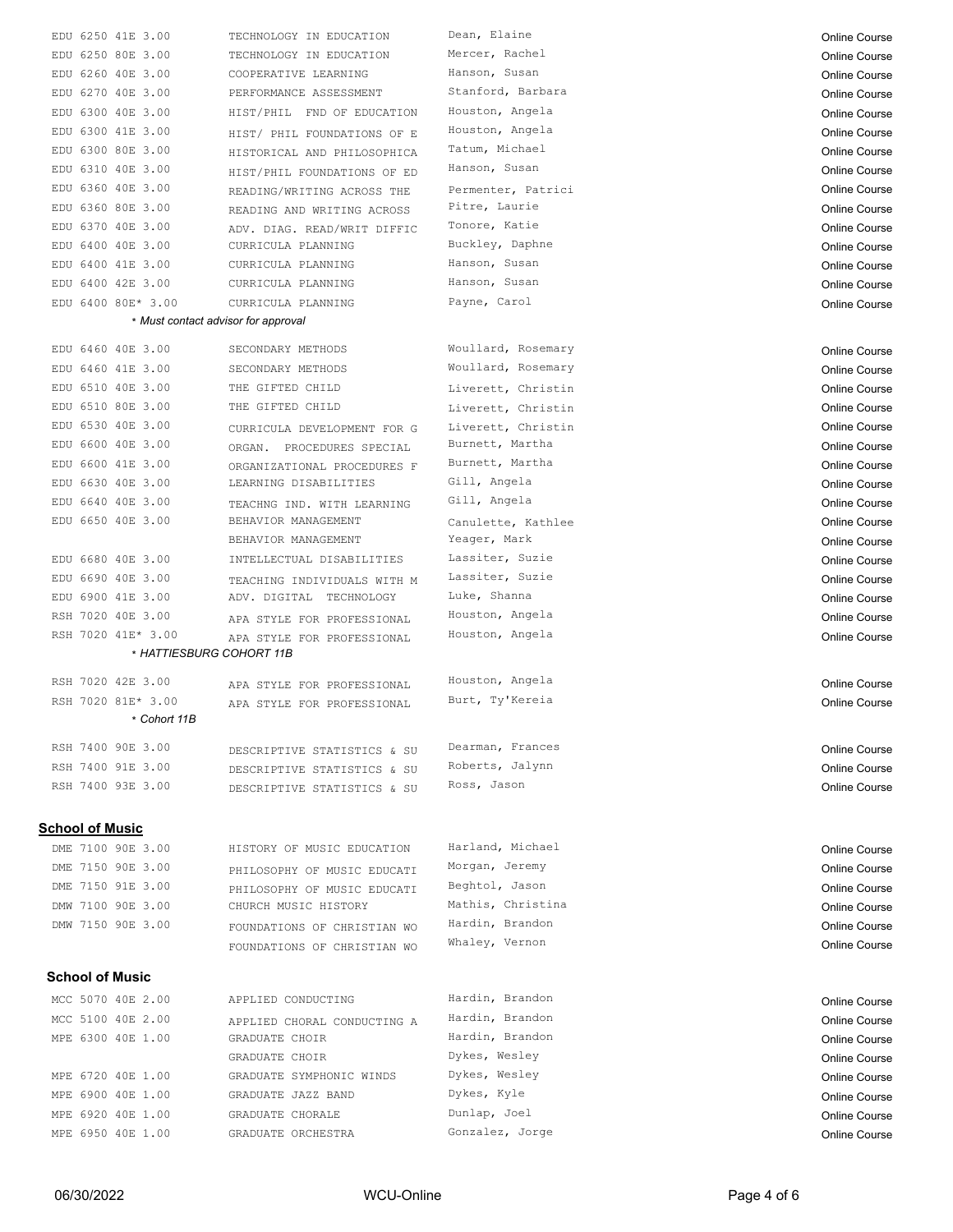| Course | Title | Instructor | Delivery |
|---|---|---|---|
| EDU 6250 41E 3.00 | TECHNOLOGY IN EDUCATION | Dean, Elaine | Online Course |
| EDU 6250 80E 3.00 | TECHNOLOGY IN EDUCATION | Mercer, Rachel | Online Course |
| EDU 6260 40E 3.00 | COOPERATIVE LEARNING | Hanson, Susan | Online Course |
| EDU 6270 40E 3.00 | PERFORMANCE ASSESSMENT | Stanford, Barbara | Online Course |
| EDU 6300 40E 3.00 | HIST/PHIL FND OF EDUCATION | Houston, Angela | Online Course |
| EDU 6300 41E 3.00 | HIST/ PHIL FOUNDATIONS OF E | Houston, Angela | Online Course |
| EDU 6300 80E 3.00 | HISTORICAL AND PHILOSOPHICA | Tatum, Michael | Online Course |
| EDU 6310 40E 3.00 | HIST/PHIL FOUNDATIONS OF ED | Hanson, Susan | Online Course |
| EDU 6360 40E 3.00 | READING/WRITING ACROSS THE | Permenter, Patrici | Online Course |
| EDU 6360 80E 3.00 | READING AND WRITING ACROSS | Pitre, Laurie | Online Course |
| EDU 6370 40E 3.00 | ADV. DIAG. READ/WRIT DIFFIC | Tonore, Katie | Online Course |
| EDU 6400 40E 3.00 | CURRICULA PLANNING | Buckley, Daphne | Online Course |
| EDU 6400 41E 3.00 | CURRICULA PLANNING | Hanson, Susan | Online Course |
| EDU 6400 42E 3.00 | CURRICULA PLANNING | Hanson, Susan | Online Course |
| EDU 6400 80E* 3.00 | CURRICULA PLANNING | Payne, Carol | Online Course |

*\* Must contact advisor for approval*

| Course | Title | Instructor | Delivery |
|---|---|---|---|
| EDU 6460 40E 3.00 | SECONDARY METHODS | Woullard, Rosemary | Online Course |
| EDU 6460 41E 3.00 | SECONDARY METHODS | Woullard, Rosemary | Online Course |
| EDU 6510 40E 3.00 | THE GIFTED CHILD | Liverett, Christin | Online Course |
| EDU 6510 80E 3.00 | THE GIFTED CHILD | Liverett, Christin | Online Course |
| EDU 6530 40E 3.00 | CURRICULA DEVELOPMENT FOR G | Liverett, Christin | Online Course |
| EDU 6600 40E 3.00 | ORGAN. PROCEDURES SPECIAL | Burnett, Martha | Online Course |
| EDU 6600 41E 3.00 | ORGANIZATIONAL PROCEDURES F | Burnett, Martha | Online Course |
| EDU 6630 40E 3.00 | LEARNING DISABILITIES | Gill, Angela | Online Course |
| EDU 6640 40E 3.00 | TEACHNG IND. WITH LEARNING | Gill, Angela | Online Course |
| EDU 6650 40E 3.00 | BEHAVIOR MANAGEMENT | Canulette, Kathlee | Online Course |
| | BEHAVIOR MANAGEMENT | Yeager, Mark | Online Course |
| EDU 6680 40E 3.00 | INTELLECTUAL DISABILITIES | Lassiter, Suzie | Online Course |
| EDU 6690 40E 3.00 | TEACHING INDIVIDUALS WITH M | Lassiter, Suzie | Online Course |
| EDU 6900 41E 3.00 | ADV. DIGITAL TECHNOLOGY | Luke, Shanna | Online Course |
| RSH 7020 40E 3.00 | APA STYLE FOR PROFESSIONAL | Houston, Angela | Online Course |
| RSH 7020 41E* 3.00 | APA STYLE FOR PROFESSIONAL | Houston, Angela | Online Course |

*\* HATTIESBURG COHORT 11B*

| Course | Title | Instructor | Delivery |
|---|---|---|---|
| RSH 7020 42E 3.00 | APA STYLE FOR PROFESSIONAL | Houston, Angela | Online Course |
| RSH 7020 81E* 3.00 | APA STYLE FOR PROFESSIONAL | Burt, Ty'Kereia | Online Course |

*\* Cohort 11B*

| Course | Title | Instructor | Delivery |
|---|---|---|---|
| RSH 7400 90E 3.00 | DESCRIPTIVE STATISTICS & SU | Dearman, Frances | Online Course |
| RSH 7400 91E 3.00 | DESCRIPTIVE STATISTICS & SU | Roberts, Jalynn | Online Course |
| RSH 7400 93E 3.00 | DESCRIPTIVE STATISTICS & SU | Ross, Jason | Online Course |

## School of Music

| Course | Title | Instructor | Delivery |
|---|---|---|---|
| DME 7100 90E 3.00 | HISTORY OF MUSIC EDUCATION | Harland, Michael | Online Course |
| DME 7150 90E 3.00 | PHILOSOPHY OF MUSIC EDUCATI | Morgan, Jeremy | Online Course |
| DME 7150 91E 3.00 | PHILOSOPHY OF MUSIC EDUCATI | Beghtol, Jason | Online Course |
| DMW 7100 90E 3.00 | CHURCH MUSIC HISTORY | Mathis, Christina | Online Course |
| DMW 7150 90E 3.00 | FOUNDATIONS OF CHRISTIAN WO | Hardin, Brandon | Online Course |
| | FOUNDATIONS OF CHRISTIAN WO | Whaley, Vernon | Online Course |

## School of Music

| Course | Title | Instructor | Delivery |
|---|---|---|---|
| MCC 5070 40E 2.00 | APPLIED CONDUCTING | Hardin, Brandon | Online Course |
| MCC 5100 40E 2.00 | APPLIED CHORAL CONDUCTING A | Hardin, Brandon | Online Course |
| MPE 6300 40E 1.00 | GRADUATE CHOIR | Hardin, Brandon | Online Course |
| | GRADUATE CHOIR | Dykes, Wesley | Online Course |
| MPE 6720 40E 1.00 | GRADUATE SYMPHONIC WINDS | Dykes, Wesley | Online Course |
| MPE 6900 40E 1.00 | GRADUATE JAZZ BAND | Dykes, Kyle | Online Course |
| MPE 6920 40E 1.00 | GRADUATE CHORALE | Dunlap, Joel | Online Course |
| MPE 6950 40E 1.00 | GRADUATE ORCHESTRA | Gonzalez, Jorge | Online Course |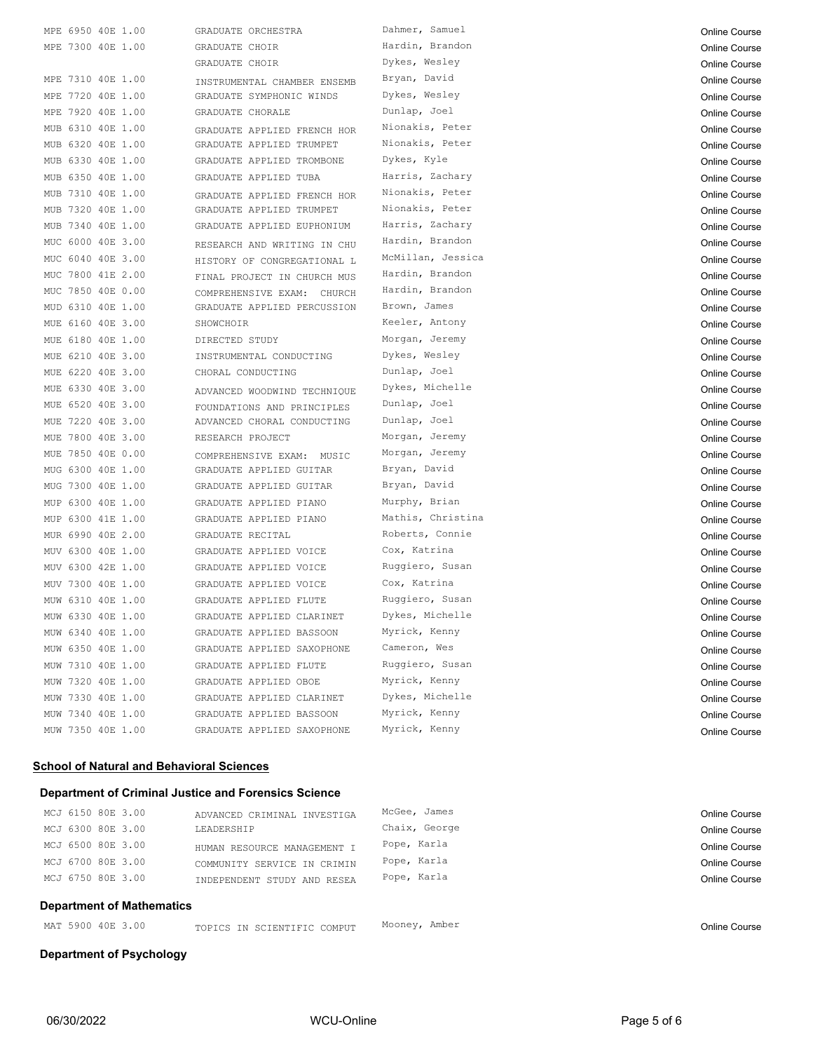| Course | Title | Instructor | Delivery |
|---|---|---|---|
| MPE 6950 40E 1.00 | GRADUATE ORCHESTRA | Dahmer, Samuel | Online Course |
| MPE 7300 40E 1.00 | GRADUATE CHOIR | Hardin, Brandon | Online Course |
| | GRADUATE CHOIR | Dykes, Wesley | Online Course |
| MPE 7310 40E 1.00 | INSTRUMENTAL CHAMBER ENSEMB | Bryan, David | Online Course |
| MPE 7720 40E 1.00 | GRADUATE SYMPHONIC WINDS | Dykes, Wesley | Online Course |
| MPE 7920 40E 1.00 | GRADUATE CHORALE | Dunlap, Joel | Online Course |
| MUB 6310 40E 1.00 | GRADUATE APPLIED FRENCH HOR | Nionakis, Peter | Online Course |
| MUB 6320 40E 1.00 | GRADUATE APPLIED TRUMPET | Nionakis, Peter | Online Course |
| MUB 6330 40E 1.00 | GRADUATE APPLIED TROMBONE | Dykes, Kyle | Online Course |
| MUB 6350 40E 1.00 | GRADUATE APPLIED TUBA | Harris, Zachary | Online Course |
| MUB 7310 40E 1.00 | GRADUATE APPLIED FRENCH HOR | Nionakis, Peter | Online Course |
| MUB 7320 40E 1.00 | GRADUATE APPLIED TRUMPET | Nionakis, Peter | Online Course |
| MUB 7340 40E 1.00 | GRADUATE APPLIED EUPHONIUM | Harris, Zachary | Online Course |
| MUC 6000 40E 3.00 | RESEARCH AND WRITING IN CHU | Hardin, Brandon | Online Course |
| MUC 6040 40E 3.00 | HISTORY OF CONGREGATIONAL L | McMillan, Jessica | Online Course |
| MUC 7800 41E 2.00 | FINAL PROJECT IN CHURCH MUS | Hardin, Brandon | Online Course |
| MUC 7850 40E 0.00 | COMPREHENSIVE EXAM: CHURCH | Hardin, Brandon | Online Course |
| MUD 6310 40E 1.00 | GRADUATE APPLIED PERCUSSION | Brown, James | Online Course |
| MUE 6160 40E 3.00 | SHOWCHOIR | Keeler, Antony | Online Course |
| MUE 6180 40E 1.00 | DIRECTED STUDY | Morgan, Jeremy | Online Course |
| MUE 6210 40E 3.00 | INSTRUMENTAL CONDUCTING | Dykes, Wesley | Online Course |
| MUE 6220 40E 3.00 | CHORAL CONDUCTING | Dunlap, Joel | Online Course |
| MUE 6330 40E 3.00 | ADVANCED WOODWIND TECHNIQUE | Dykes, Michelle | Online Course |
| MUE 6520 40E 3.00 | FOUNDATIONS AND PRINCIPLES | Dunlap, Joel | Online Course |
| MUE 7220 40E 3.00 | ADVANCED CHORAL CONDUCTING | Dunlap, Joel | Online Course |
| MUE 7800 40E 3.00 | RESEARCH PROJECT | Morgan, Jeremy | Online Course |
| MUE 7850 40E 0.00 | COMPREHENSIVE EXAM: MUSIC | Morgan, Jeremy | Online Course |
| MUG 6300 40E 1.00 | GRADUATE APPLIED GUITAR | Bryan, David | Online Course |
| MUG 7300 40E 1.00 | GRADUATE APPLIED GUITAR | Bryan, David | Online Course |
| MUP 6300 40E 1.00 | GRADUATE APPLIED PIANO | Murphy, Brian | Online Course |
| MUP 6300 41E 1.00 | GRADUATE APPLIED PIANO | Mathis, Christina | Online Course |
| MUR 6990 40E 2.00 | GRADUATE RECITAL | Roberts, Connie | Online Course |
| MUV 6300 40E 1.00 | GRADUATE APPLIED VOICE | Cox, Katrina | Online Course |
| MUV 6300 42E 1.00 | GRADUATE APPLIED VOICE | Ruggiero, Susan | Online Course |
| MUV 7300 40E 1.00 | GRADUATE APPLIED VOICE | Cox, Katrina | Online Course |
| MUW 6310 40E 1.00 | GRADUATE APPLIED FLUTE | Ruggiero, Susan | Online Course |
| MUW 6330 40E 1.00 | GRADUATE APPLIED CLARINET | Dykes, Michelle | Online Course |
| MUW 6340 40E 1.00 | GRADUATE APPLIED BASSOON | Myrick, Kenny | Online Course |
| MUW 6350 40E 1.00 | GRADUATE APPLIED SAXOPHONE | Cameron, Wes | Online Course |
| MUW 7310 40E 1.00 | GRADUATE APPLIED FLUTE | Ruggiero, Susan | Online Course |
| MUW 7320 40E 1.00 | GRADUATE APPLIED OBOE | Myrick, Kenny | Online Course |
| MUW 7330 40E 1.00 | GRADUATE APPLIED CLARINET | Dykes, Michelle | Online Course |
| MUW 7340 40E 1.00 | GRADUATE APPLIED BASSOON | Myrick, Kenny | Online Course |
| MUW 7350 40E 1.00 | GRADUATE APPLIED SAXOPHONE | Myrick, Kenny | Online Course |

## School of Natural and Behavioral Sciences

### Department of Criminal Justice and Forensics Science

| Course | Title | Instructor | Delivery |
|---|---|---|---|
| MCJ 6150 80E 3.00 | ADVANCED CRIMINAL INVESTIGA | McGee, James | Online Course |
| MCJ 6300 80E 3.00 | LEADERSHIP | Chaix, George | Online Course |
| MCJ 6500 80E 3.00 | HUMAN RESOURCE MANAGEMENT I | Pope, Karla | Online Course |
| MCJ 6700 80E 3.00 | COMMUNITY SERVICE IN CRIMIN | Pope, Karla | Online Course |
| MCJ 6750 80E 3.00 | INDEPENDENT STUDY AND RESEA | Pope, Karla | Online Course |

### Department of Mathematics

| Course | Title | Instructor | Delivery |
|---|---|---|---|
| MAT 5900 40E 3.00 | TOPICS IN SCIENTIFIC COMPUT | Mooney, Amber | Online Course |

### Department of Psychology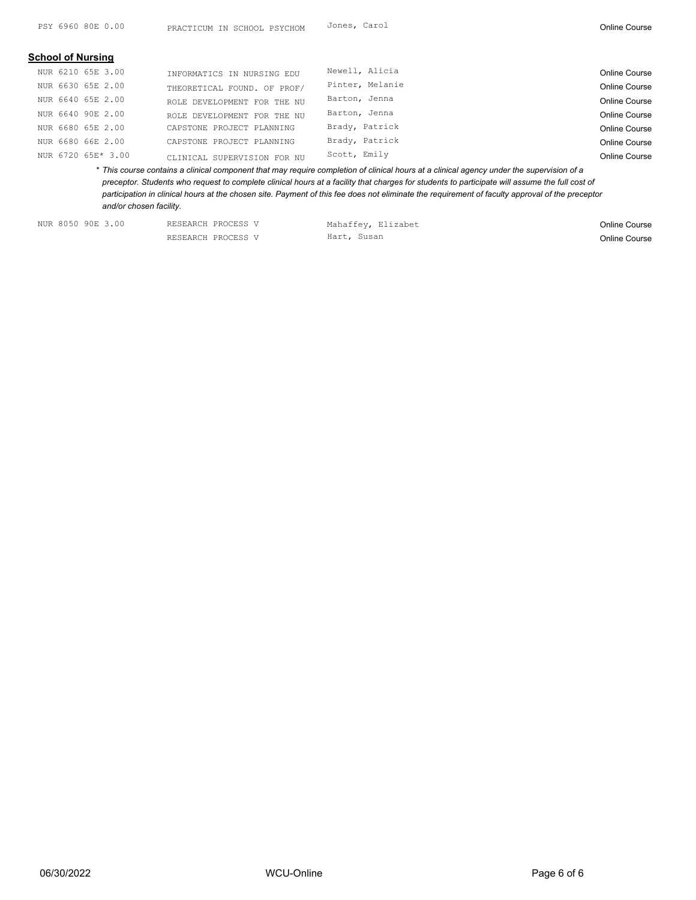| | | | |
|---|---|---|---|
| PSY 6960 80E 0.00 | PRACTICUM IN SCHOOL PSYCHOM | Jones, Carol | Online Course |

**School of Nursing**

| | | | |
|---|---|---|---|
| NUR 6210 65E 3.00 | INFORMATICS IN NURSING EDU | Newell, Alicia | Online Course |
| NUR 6630 65E 2.00 | THEORETICAL FOUND. OF PROF/ | Pinter, Melanie | Online Course |
| NUR 6640 65E 2.00 | ROLE DEVELOPMENT FOR THE NU | Barton, Jenna | Online Course |
| NUR 6640 90E 2.00 | ROLE DEVELOPMENT FOR THE NU | Barton, Jenna | Online Course |
| NUR 6680 65E 2.00 | CAPSTONE PROJECT PLANNING | Brady, Patrick | Online Course |
| NUR 6680 66E 2.00 | CAPSTONE PROJECT PLANNING | Brady, Patrick | Online Course |
| NUR 6720 65E* 3.00 | CLINICAL SUPERVISION FOR NU | Scott, Emily | Online Course |

*\* This course contains a clinical component that may require completion of clinical hours at a clinical agency under the supervision of a preceptor. Students who request to complete clinical hours at a facility that charges for students to participate will assume the full cost of participation in clinical hours at the chosen site. Payment of this fee does not eliminate the requirement of faculty approval of the preceptor and/or chosen facility.*

| | | | |
|---|---|---|---|
| NUR 8050 90E 3.00 | RESEARCH PROCESS V | Mahaffey, Elizabet | Online Course |
| | RESEARCH PROCESS V | Hart, Susan | Online Course |